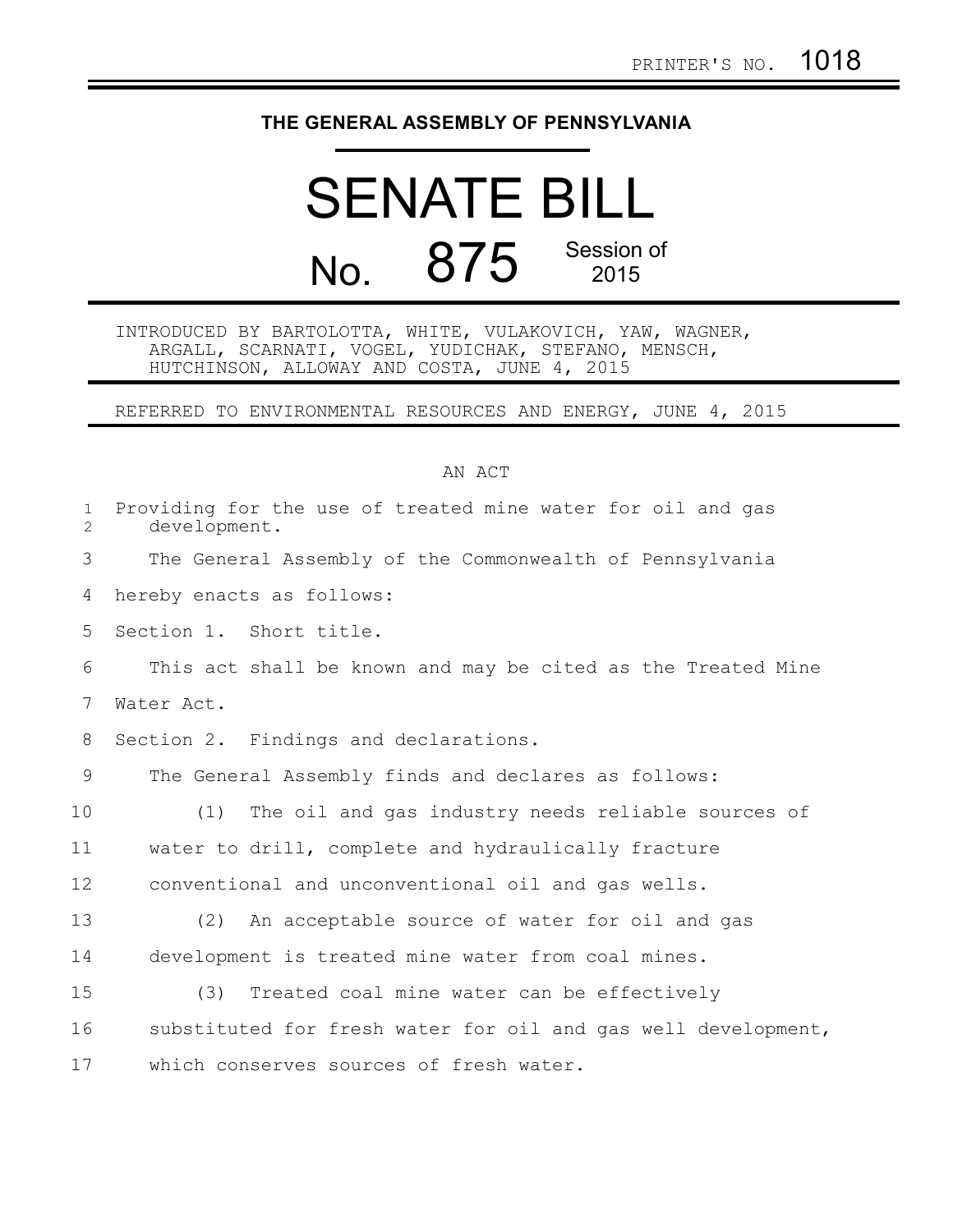PRINTER'S NO. 1018

# THE GENERAL ASSEMBLY OF PENNSYLVANIA

# SENATE BILL No. 875

Session of 2015

INTRODUCED BY BARTOLOTTA, WHITE, VULAKOVICH, YAW, WAGNER, ARGALL, SCARNATI, VOGEL, YUDICHAK, STEFANO, MENSCH, HUTCHINSON, ALLOWAY AND COSTA, JUNE 4, 2015

REFERRED TO ENVIRONMENTAL RESOURCES AND ENERGY, JUNE 4, 2015

## AN ACT

Providing for the use of treated mine water for oil and gas development.

The General Assembly of the Commonwealth of Pennsylvania hereby enacts as follows:

Section 1. Short title.

This act shall be known and may be cited as the Treated Mine Water Act.

Section 2. Findings and declarations.

The General Assembly finds and declares as follows:

(1) The oil and gas industry needs reliable sources of water to drill, complete and hydraulically fracture conventional and unconventional oil and gas wells.

(2) An acceptable source of water for oil and gas development is treated mine water from coal mines.

(3) Treated coal mine water can be effectively substituted for fresh water for oil and gas well development, which conserves sources of fresh water.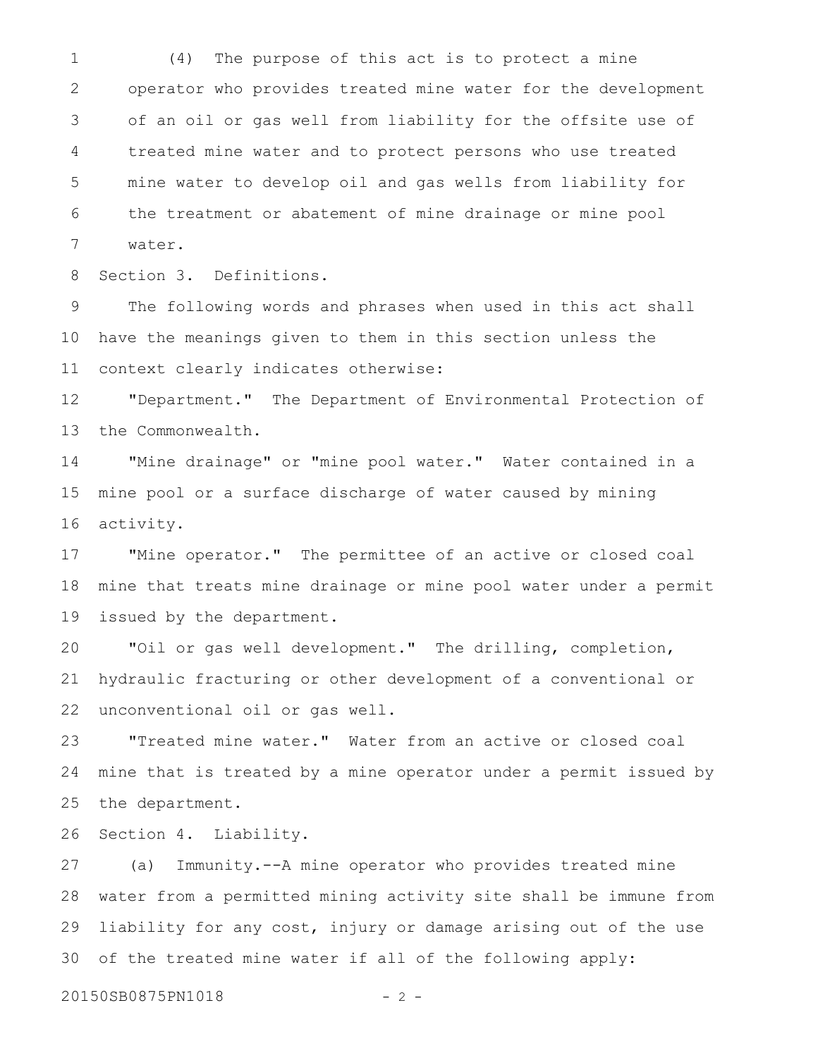(4) The purpose of this act is to protect a mine operator who provides treated mine water for the development of an oil or gas well from liability for the offsite use of treated mine water and to protect persons who use treated mine water to develop oil and gas wells from liability for the treatment or abatement of mine drainage or mine pool water.

Section 3. Definitions.

The following words and phrases when used in this act shall have the meanings given to them in this section unless the context clearly indicates otherwise:

"Department." The Department of Environmental Protection of the Commonwealth.

"Mine drainage" or "mine pool water." Water contained in a mine pool or a surface discharge of water caused by mining activity.

"Mine operator." The permittee of an active or closed coal mine that treats mine drainage or mine pool water under a permit issued by the department.

"Oil or gas well development." The drilling, completion, hydraulic fracturing or other development of a conventional or unconventional oil or gas well.

"Treated mine water." Water from an active or closed coal mine that is treated by a mine operator under a permit issued by the department.

Section 4. Liability.

(a) Immunity.--A mine operator who provides treated mine water from a permitted mining activity site shall be immune from liability for any cost, injury or damage arising out of the use of the treated mine water if all of the following apply: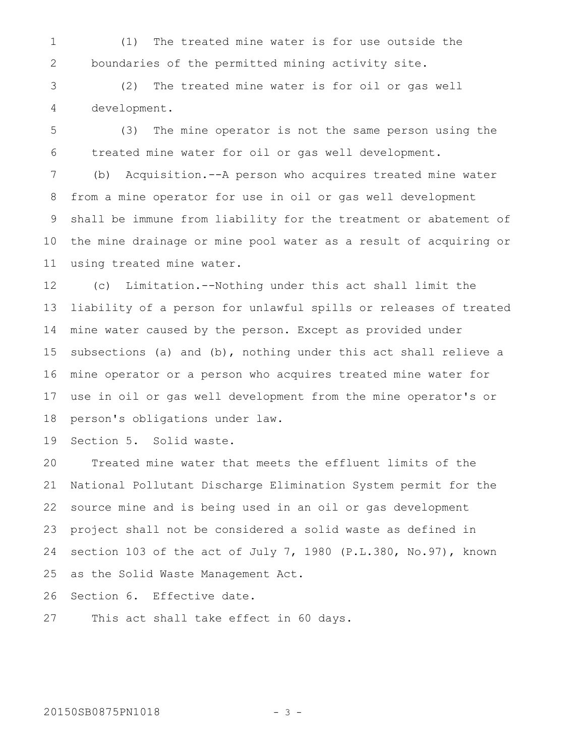(1) The treated mine water is for use outside the boundaries of the permitted mining activity site.

(2) The treated mine water is for oil or gas well development.

(3) The mine operator is not the same person using the treated mine water for oil or gas well development.

(b) Acquisition.--A person who acquires treated mine water from a mine operator for use in oil or gas well development shall be immune from liability for the treatment or abatement of the mine drainage or mine pool water as a result of acquiring or using treated mine water.

(c) Limitation.--Nothing under this act shall limit the liability of a person for unlawful spills or releases of treated mine water caused by the person. Except as provided under subsections (a) and (b), nothing under this act shall relieve a mine operator or a person who acquires treated mine water for use in oil or gas well development from the mine operator's or person's obligations under law.

Section 5. Solid waste.

Treated mine water that meets the effluent limits of the National Pollutant Discharge Elimination System permit for the source mine and is being used in an oil or gas development project shall not be considered a solid waste as defined in section 103 of the act of July 7, 1980 (P.L.380, No.97), known as the Solid Waste Management Act.

Section 6. Effective date.

This act shall take effect in 60 days.